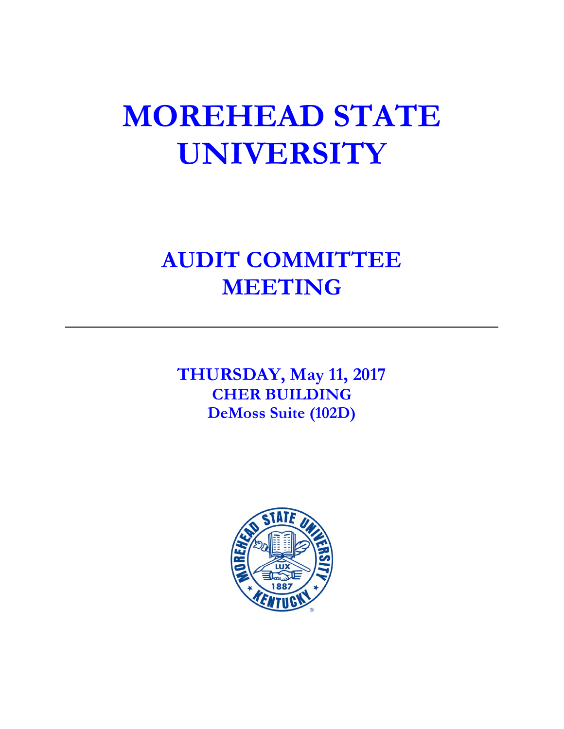# MOREHEAD STATE UNIVERSITY

## AUDIT COMMITTEE MEETING

---

**THURSDAY, May 11, 2017**
**CHER BUILDING**
**DeMoss Suite (102D)**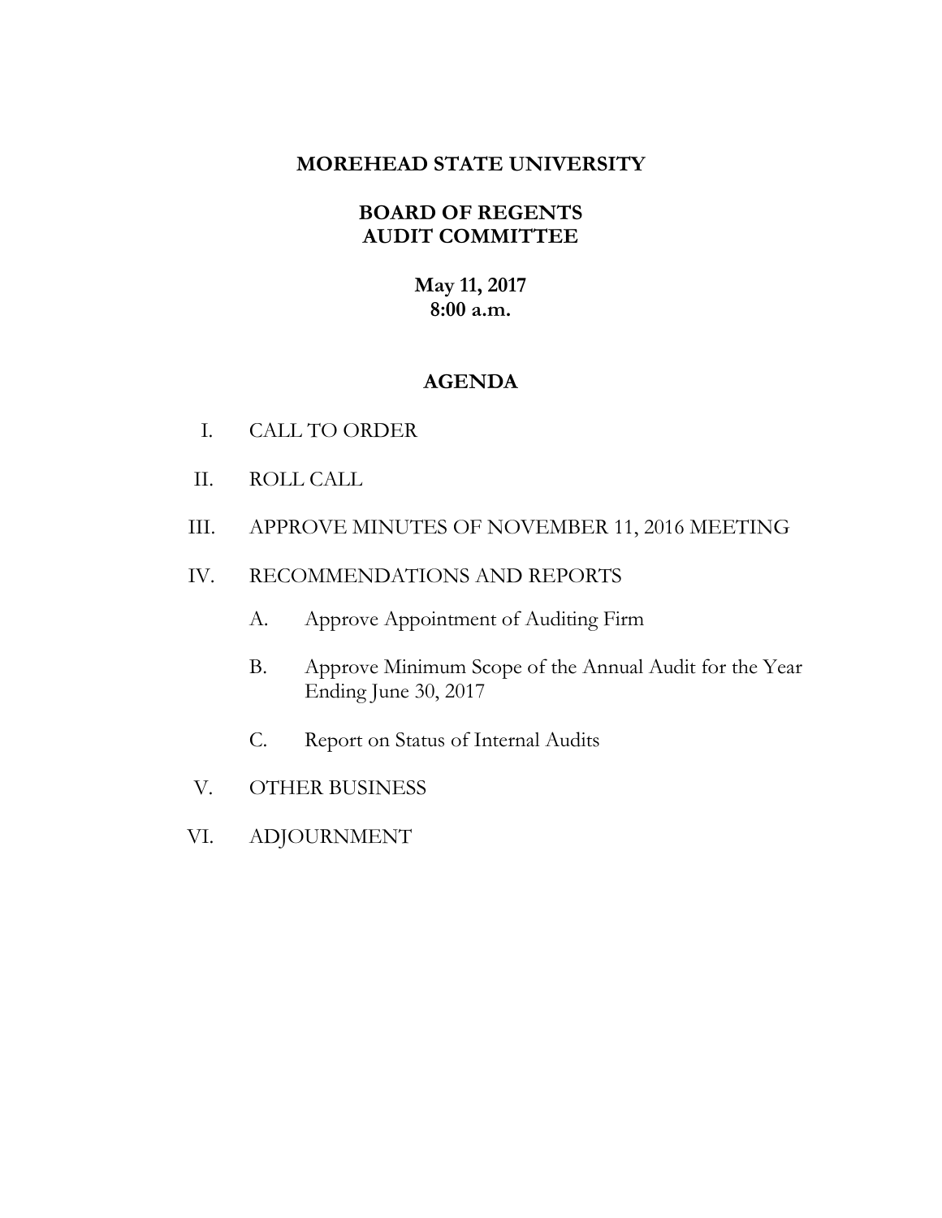**MOREHEAD STATE UNIVERSITY**

**BOARD OF REGENTS**
**AUDIT COMMITTEE**

**May 11, 2017**
**8:00 a.m.**

**AGENDA**

I. CALL TO ORDER

II. ROLL CALL

III. APPROVE MINUTES OF NOVEMBER 11, 2016 MEETING

IV. RECOMMENDATIONS AND REPORTS

  A. Approve Appointment of Auditing Firm

  B. Approve Minimum Scope of the Annual Audit for the Year Ending June 30, 2017

  C. Report on Status of Internal Audits

V. OTHER BUSINESS

VI. ADJOURNMENT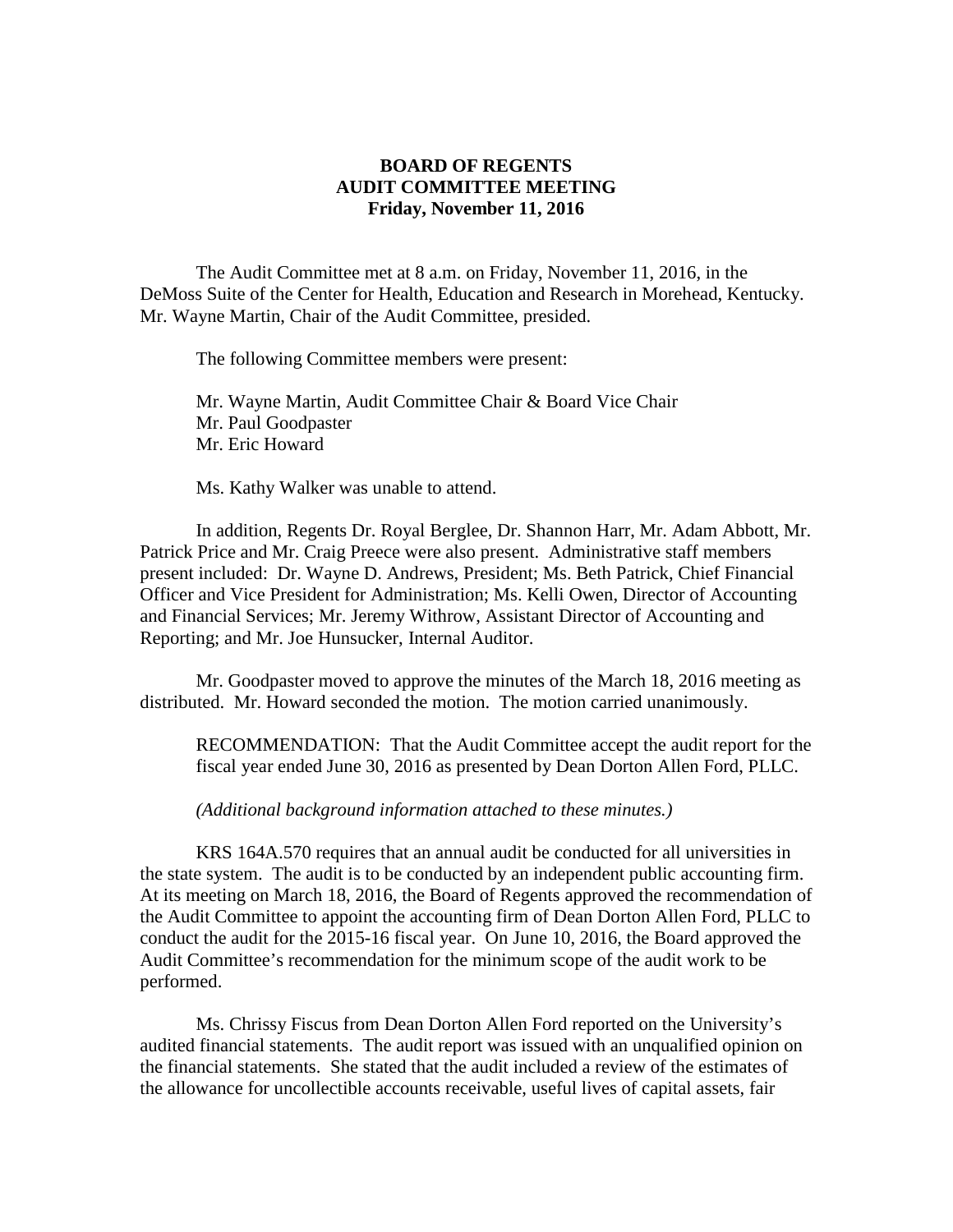**BOARD OF REGENTS**
**AUDIT COMMITTEE MEETING**
**Friday, November 11, 2016**

The Audit Committee met at 8 a.m. on Friday, November 11, 2016, in the DeMoss Suite of the Center for Health, Education and Research in Morehead, Kentucky. Mr. Wayne Martin, Chair of the Audit Committee, presided.

The following Committee members were present:

Mr. Wayne Martin, Audit Committee Chair & Board Vice Chair
Mr. Paul Goodpaster
Mr. Eric Howard

Ms. Kathy Walker was unable to attend.

In addition, Regents Dr. Royal Berglee, Dr. Shannon Harr, Mr. Adam Abbott, Mr. Patrick Price and Mr. Craig Preece were also present. Administrative staff members present included: Dr. Wayne D. Andrews, President; Ms. Beth Patrick, Chief Financial Officer and Vice President for Administration; Ms. Kelli Owen, Director of Accounting and Financial Services; Mr. Jeremy Withrow, Assistant Director of Accounting and Reporting; and Mr. Joe Hunsucker, Internal Auditor.

Mr. Goodpaster moved to approve the minutes of the March 18, 2016 meeting as distributed. Mr. Howard seconded the motion. The motion carried unanimously.

RECOMMENDATION: That the Audit Committee accept the audit report for the fiscal year ended June 30, 2016 as presented by Dean Dorton Allen Ford, PLLC.

*(Additional background information attached to these minutes.)*

KRS 164A.570 requires that an annual audit be conducted for all universities in the state system. The audit is to be conducted by an independent public accounting firm. At its meeting on March 18, 2016, the Board of Regents approved the recommendation of the Audit Committee to appoint the accounting firm of Dean Dorton Allen Ford, PLLC to conduct the audit for the 2015-16 fiscal year. On June 10, 2016, the Board approved the Audit Committee's recommendation for the minimum scope of the audit work to be performed.

Ms. Chrissy Fiscus from Dean Dorton Allen Ford reported on the University's audited financial statements. The audit report was issued with an unqualified opinion on the financial statements. She stated that the audit included a review of the estimates of the allowance for uncollectible accounts receivable, useful lives of capital assets, fair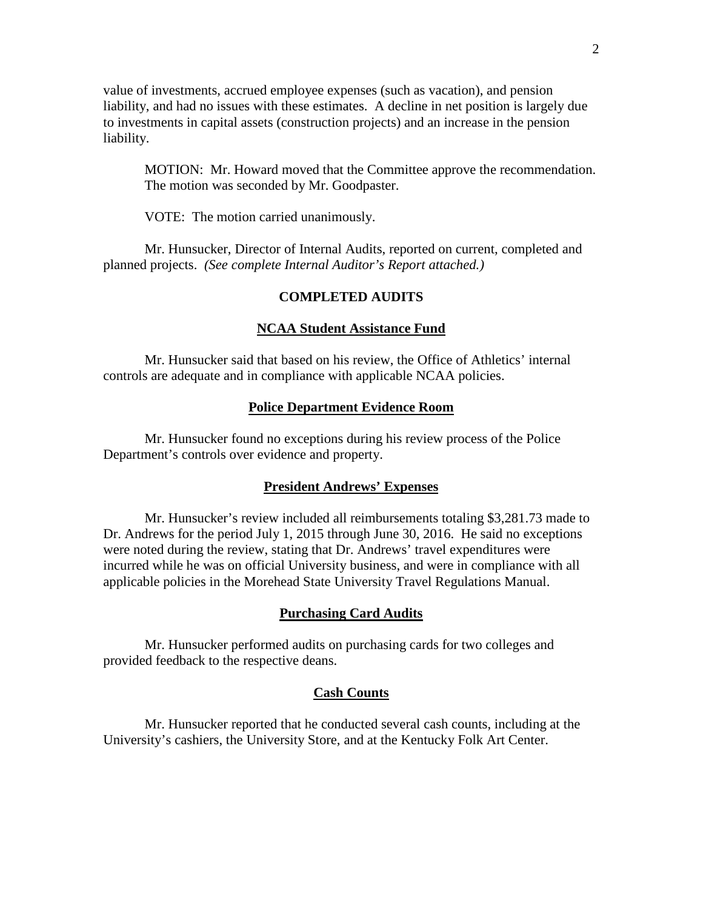value of investments, accrued employee expenses (such as vacation), and pension liability, and had no issues with these estimates. A decline in net position is largely due to investments in capital assets (construction projects) and an increase in the pension liability.

MOTION: Mr. Howard moved that the Committee approve the recommendation. The motion was seconded by Mr. Goodpaster.

VOTE: The motion carried unanimously.

Mr. Hunsucker, Director of Internal Audits, reported on current, completed and planned projects. *(See complete Internal Auditor's Report attached.)*

## COMPLETED AUDITS

### NCAA Student Assistance Fund

Mr. Hunsucker said that based on his review, the Office of Athletics' internal controls are adequate and in compliance with applicable NCAA policies.

### Police Department Evidence Room

Mr. Hunsucker found no exceptions during his review process of the Police Department's controls over evidence and property.

### President Andrews' Expenses

Mr. Hunsucker's review included all reimbursements totaling $3,281.73 made to Dr. Andrews for the period July 1, 2015 through June 30, 2016. He said no exceptions were noted during the review, stating that Dr. Andrews' travel expenditures were incurred while he was on official University business, and were in compliance with all applicable policies in the Morehead State University Travel Regulations Manual.

### Purchasing Card Audits

Mr. Hunsucker performed audits on purchasing cards for two colleges and provided feedback to the respective deans.

### Cash Counts

Mr. Hunsucker reported that he conducted several cash counts, including at the University's cashiers, the University Store, and at the Kentucky Folk Art Center.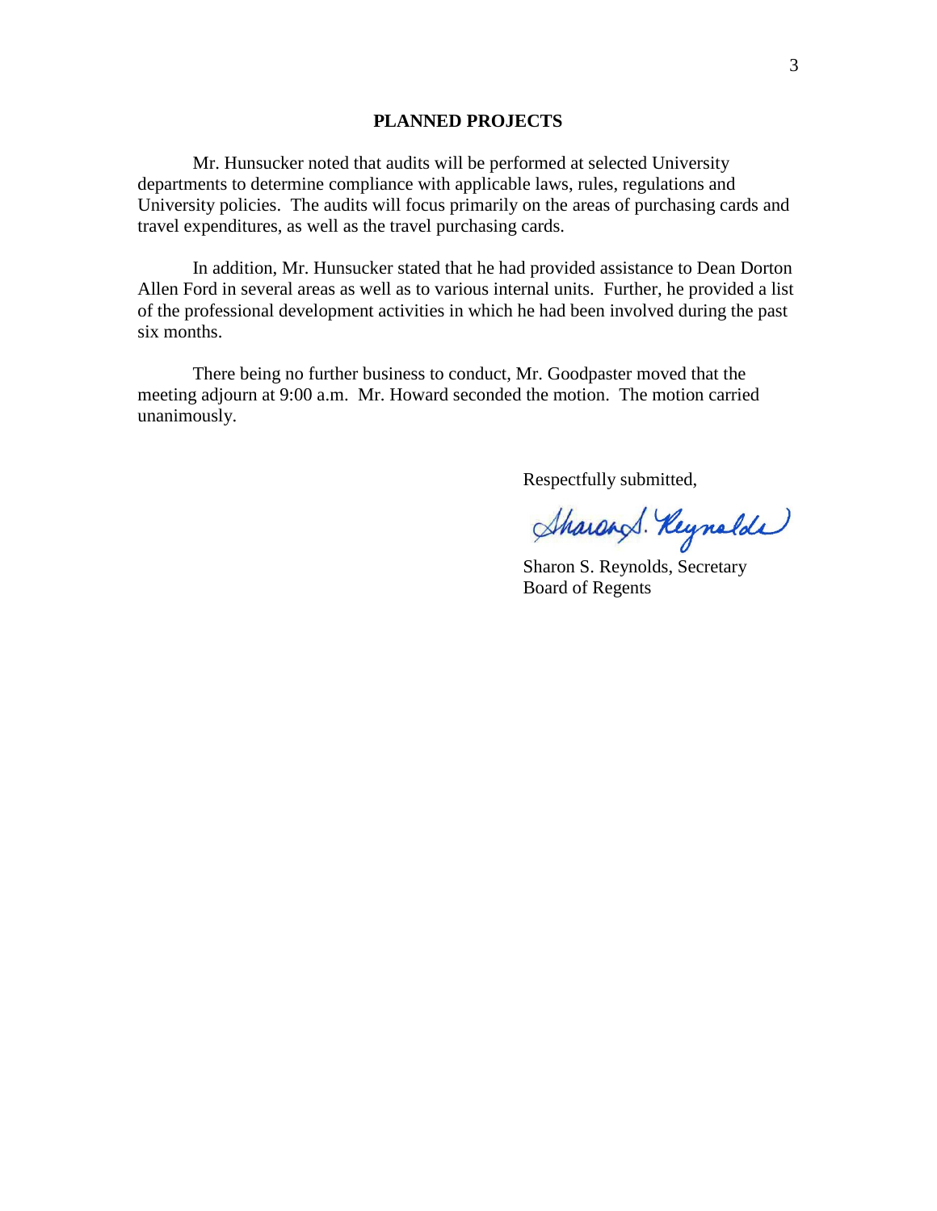**PLANNED PROJECTS**

Mr. Hunsucker noted that audits will be performed at selected University departments to determine compliance with applicable laws, rules, regulations and University policies. The audits will focus primarily on the areas of purchasing cards and travel expenditures, as well as the travel purchasing cards.

In addition, Mr. Hunsucker stated that he had provided assistance to Dean Dorton Allen Ford in several areas as well as to various internal units. Further, he provided a list of the professional development activities in which he had been involved during the past six months.

There being no further business to conduct, Mr. Goodpaster moved that the meeting adjourn at 9:00 a.m. Mr. Howard seconded the motion. The motion carried unanimously.

Respectfully submitted,

Sharon S. Reynolds

Sharon S. Reynolds, Secretary
Board of Regents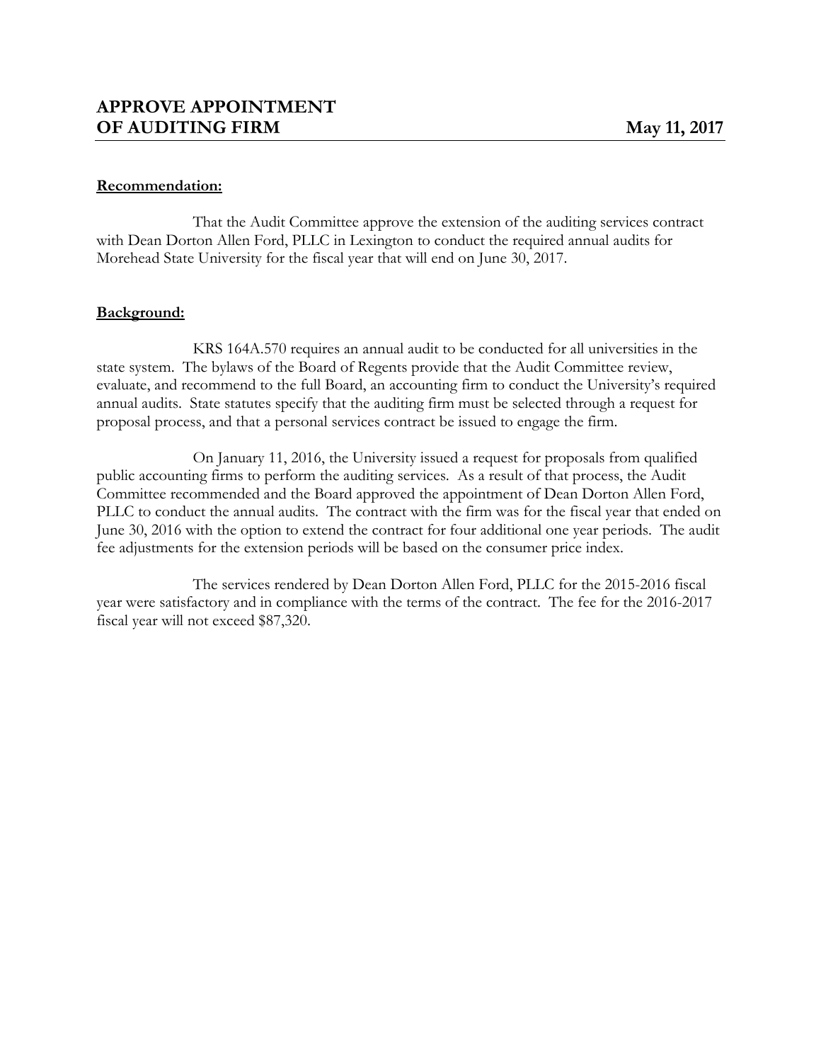# APPROVE APPOINTMENT OF AUDITING FIRM

**May 11, 2017**

**Recommendation:**

That the Audit Committee approve the extension of the auditing services contract with Dean Dorton Allen Ford, PLLC in Lexington to conduct the required annual audits for Morehead State University for the fiscal year that will end on June 30, 2017.

**Background:**

KRS 164A.570 requires an annual audit to be conducted for all universities in the state system. The bylaws of the Board of Regents provide that the Audit Committee review, evaluate, and recommend to the full Board, an accounting firm to conduct the University's required annual audits. State statutes specify that the auditing firm must be selected through a request for proposal process, and that a personal services contract be issued to engage the firm.

On January 11, 2016, the University issued a request for proposals from qualified public accounting firms to perform the auditing services. As a result of that process, the Audit Committee recommended and the Board approved the appointment of Dean Dorton Allen Ford, PLLC to conduct the annual audits. The contract with the firm was for the fiscal year that ended on June 30, 2016 with the option to extend the contract for four additional one year periods. The audit fee adjustments for the extension periods will be based on the consumer price index.

The services rendered by Dean Dorton Allen Ford, PLLC for the 2015-2016 fiscal year were satisfactory and in compliance with the terms of the contract. The fee for the 2016-2017 fiscal year will not exceed $87,320.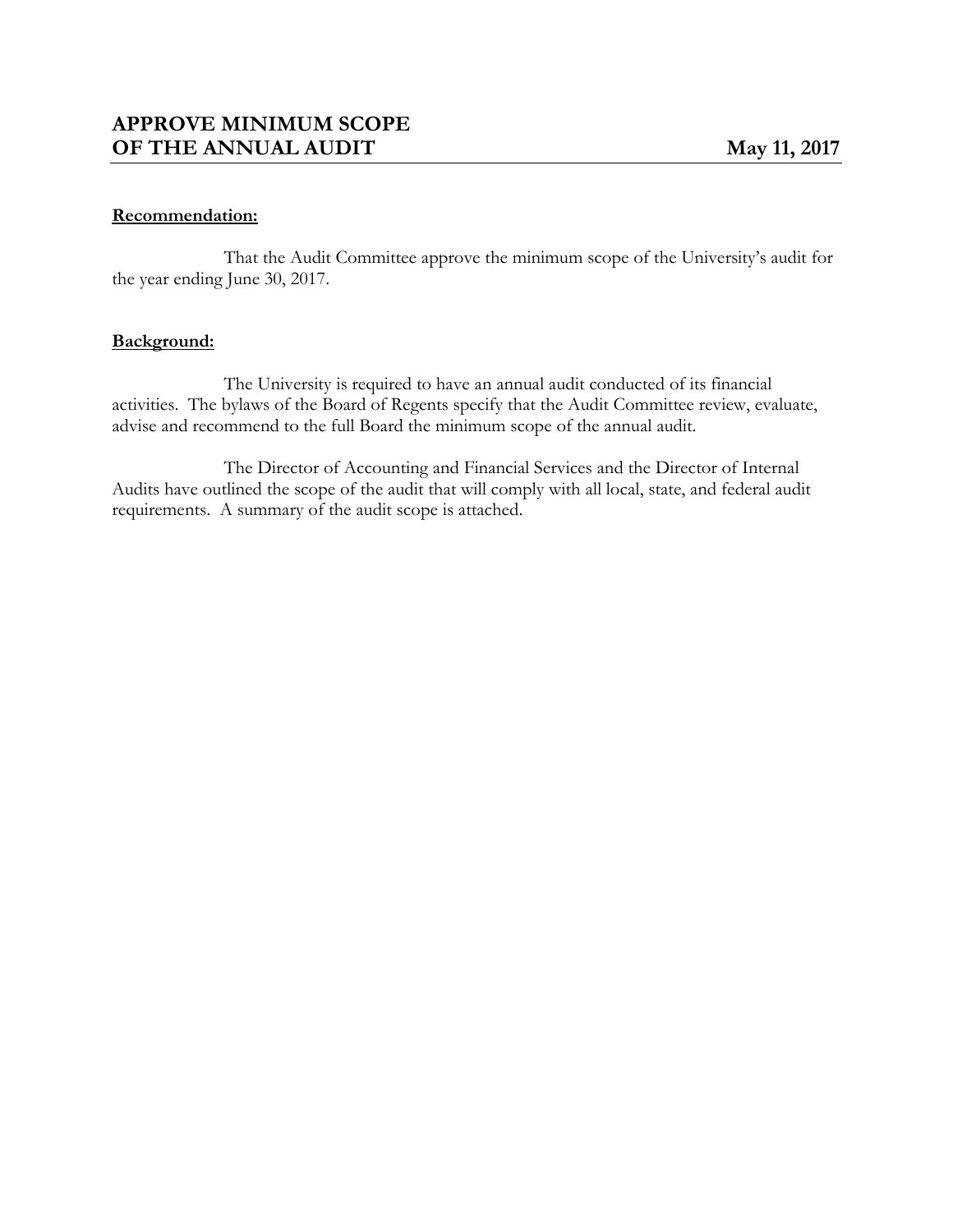## APPROVE MINIMUM SCOPE OF THE ANNUAL AUDIT

**May 11, 2017**

**Recommendation:**

That the Audit Committee approve the minimum scope of the University's audit for the year ending June 30, 2017.

**Background:**

The University is required to have an annual audit conducted of its financial activities. The bylaws of the Board of Regents specify that the Audit Committee review, evaluate, advise and recommend to the full Board the minimum scope of the annual audit.

The Director of Accounting and Financial Services and the Director of Internal Audits have outlined the scope of the audit that will comply with all local, state, and federal audit requirements. A summary of the audit scope is attached.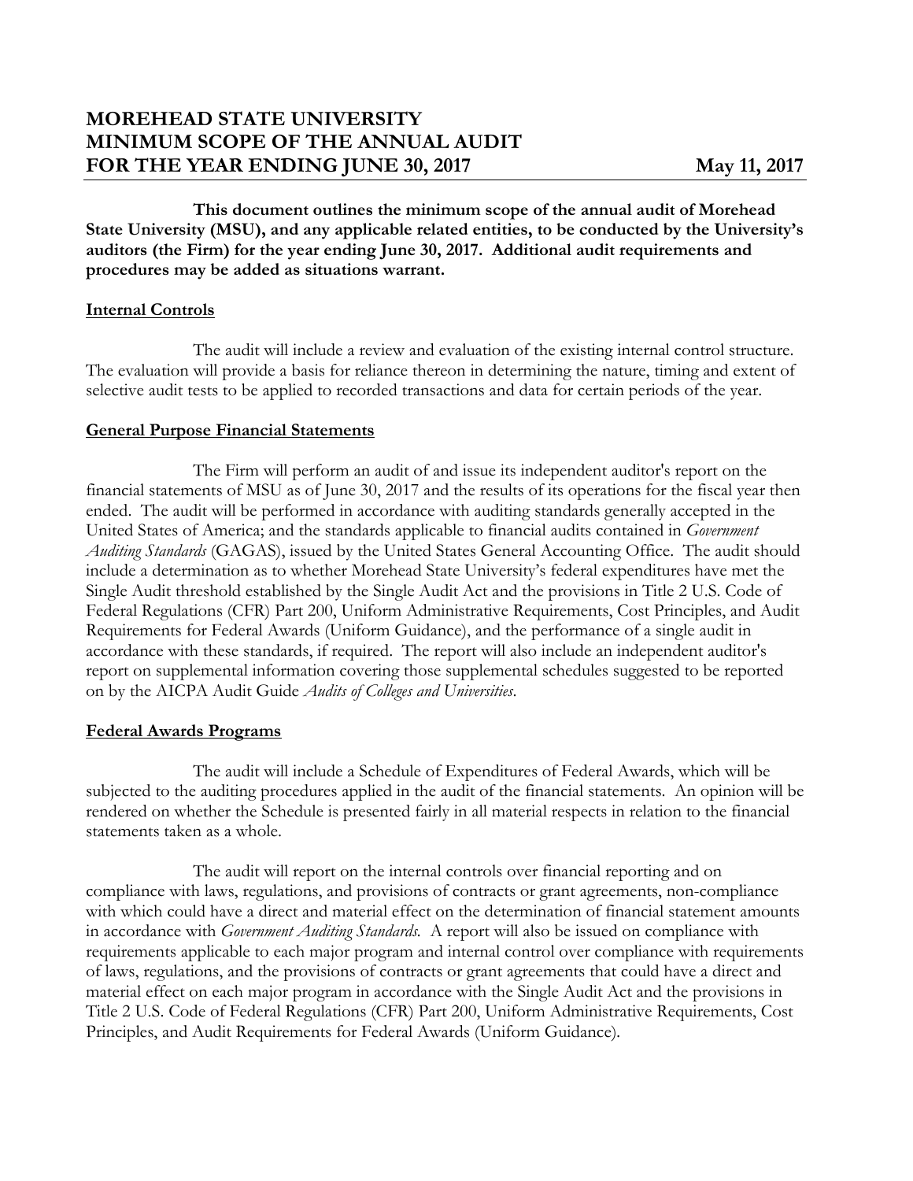# MOREHEAD STATE UNIVERSITY
# MINIMUM SCOPE OF THE ANNUAL AUDIT
# FOR THE YEAR ENDING JUNE 30, 2017 — May 11, 2017

**This document outlines the minimum scope of the annual audit of Morehead State University (MSU), and any applicable related entities, to be conducted by the University's auditors (the Firm) for the year ending June 30, 2017. Additional audit requirements and procedures may be added as situations warrant.**

## Internal Controls

The audit will include a review and evaluation of the existing internal control structure. The evaluation will provide a basis for reliance thereon in determining the nature, timing and extent of selective audit tests to be applied to recorded transactions and data for certain periods of the year.

## General Purpose Financial Statements

The Firm will perform an audit of and issue its independent auditor's report on the financial statements of MSU as of June 30, 2017 and the results of its operations for the fiscal year then ended. The audit will be performed in accordance with auditing standards generally accepted in the United States of America; and the standards applicable to financial audits contained in *Government Auditing Standards* (GAGAS), issued by the United States General Accounting Office. The audit should include a determination as to whether Morehead State University's federal expenditures have met the Single Audit threshold established by the Single Audit Act and the provisions in Title 2 U.S. Code of Federal Regulations (CFR) Part 200, Uniform Administrative Requirements, Cost Principles, and Audit Requirements for Federal Awards (Uniform Guidance), and the performance of a single audit in accordance with these standards, if required. The report will also include an independent auditor's report on supplemental information covering those supplemental schedules suggested to be reported on by the AICPA Audit Guide *Audits of Colleges and Universities*.

## Federal Awards Programs

The audit will include a Schedule of Expenditures of Federal Awards, which will be subjected to the auditing procedures applied in the audit of the financial statements. An opinion will be rendered on whether the Schedule is presented fairly in all material respects in relation to the financial statements taken as a whole.

The audit will report on the internal controls over financial reporting and on compliance with laws, regulations, and provisions of contracts or grant agreements, non-compliance with which could have a direct and material effect on the determination of financial statement amounts in accordance with *Government Auditing Standards.* A report will also be issued on compliance with requirements applicable to each major program and internal control over compliance with requirements of laws, regulations, and the provisions of contracts or grant agreements that could have a direct and material effect on each major program in accordance with the Single Audit Act and the provisions in Title 2 U.S. Code of Federal Regulations (CFR) Part 200, Uniform Administrative Requirements, Cost Principles, and Audit Requirements for Federal Awards (Uniform Guidance).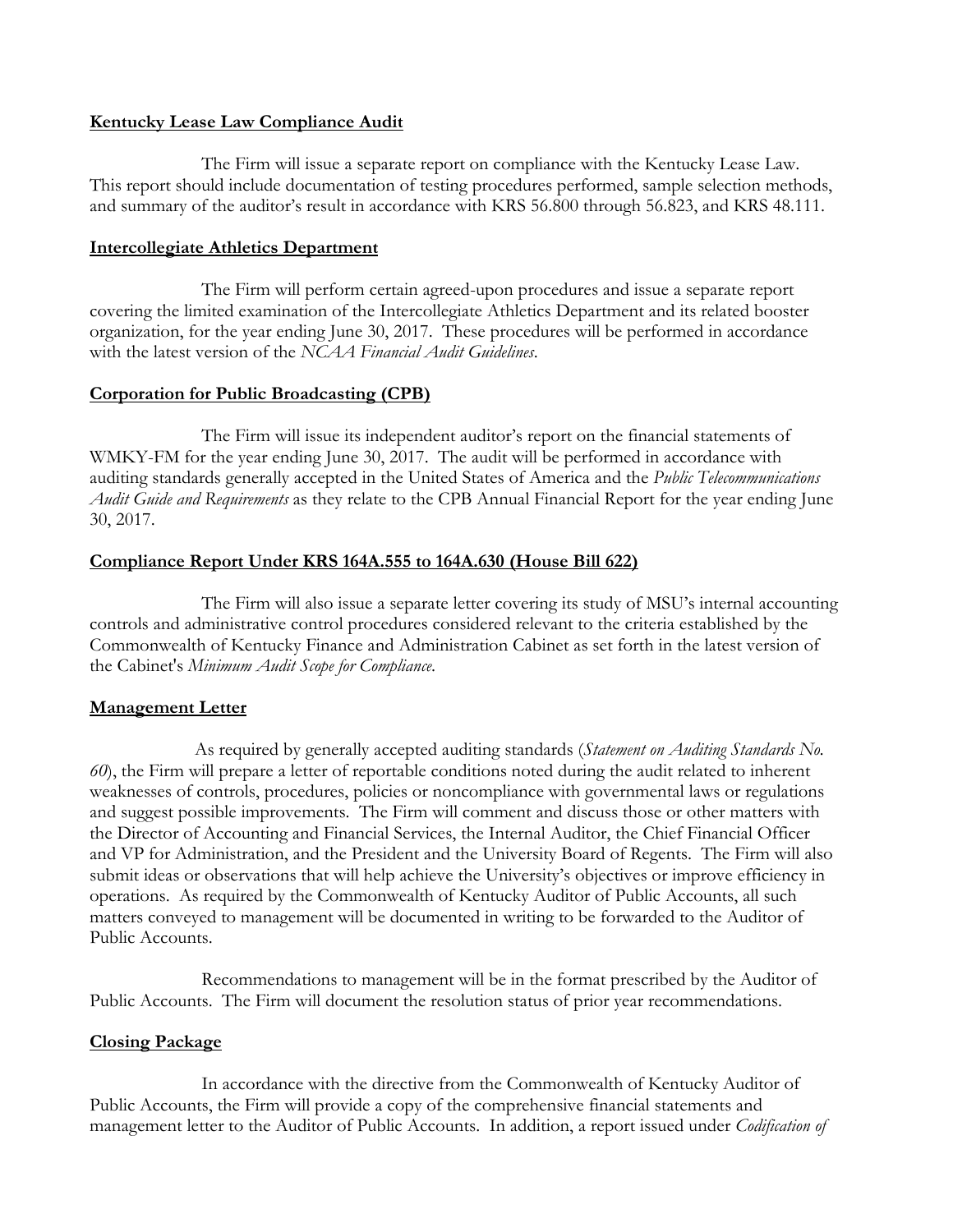**Kentucky Lease Law Compliance Audit**

The Firm will issue a separate report on compliance with the Kentucky Lease Law. This report should include documentation of testing procedures performed, sample selection methods, and summary of the auditor's result in accordance with KRS 56.800 through 56.823, and KRS 48.111.

**Intercollegiate Athletics Department**

The Firm will perform certain agreed-upon procedures and issue a separate report covering the limited examination of the Intercollegiate Athletics Department and its related booster organization, for the year ending June 30, 2017. These procedures will be performed in accordance with the latest version of the *NCAA Financial Audit Guidelines*.

**Corporation for Public Broadcasting (CPB)**

The Firm will issue its independent auditor's report on the financial statements of WMKY-FM for the year ending June 30, 2017. The audit will be performed in accordance with auditing standards generally accepted in the United States of America and the *Public Telecommunications Audit Guide and Requirements* as they relate to the CPB Annual Financial Report for the year ending June 30, 2017.

**Compliance Report Under KRS 164A.555 to 164A.630 (House Bill 622)**

The Firm will also issue a separate letter covering its study of MSU's internal accounting controls and administrative control procedures considered relevant to the criteria established by the Commonwealth of Kentucky Finance and Administration Cabinet as set forth in the latest version of the Cabinet's *Minimum Audit Scope for Compliance*.

**Management Letter**

As required by generally accepted auditing standards (*Statement on Auditing Standards No. 60*), the Firm will prepare a letter of reportable conditions noted during the audit related to inherent weaknesses of controls, procedures, policies or noncompliance with governmental laws or regulations and suggest possible improvements. The Firm will comment and discuss those or other matters with the Director of Accounting and Financial Services, the Internal Auditor, the Chief Financial Officer and VP for Administration, and the President and the University Board of Regents. The Firm will also submit ideas or observations that will help achieve the University's objectives or improve efficiency in operations. As required by the Commonwealth of Kentucky Auditor of Public Accounts, all such matters conveyed to management will be documented in writing to be forwarded to the Auditor of Public Accounts.

Recommendations to management will be in the format prescribed by the Auditor of Public Accounts. The Firm will document the resolution status of prior year recommendations.

**Closing Package**

In accordance with the directive from the Commonwealth of Kentucky Auditor of Public Accounts, the Firm will provide a copy of the comprehensive financial statements and management letter to the Auditor of Public Accounts. In addition, a report issued under *Codification of*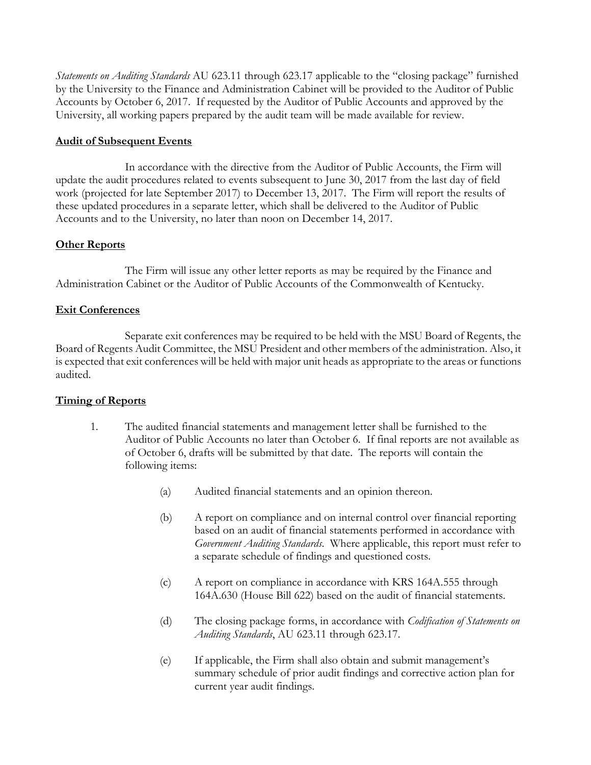*Statements on Auditing Standards* AU 623.11 through 623.17 applicable to the "closing package" furnished by the University to the Finance and Administration Cabinet will be provided to the Auditor of Public Accounts by October 6, 2017. If requested by the Auditor of Public Accounts and approved by the University, all working papers prepared by the audit team will be made available for review.

**Audit of Subsequent Events**

In accordance with the directive from the Auditor of Public Accounts, the Firm will update the audit procedures related to events subsequent to June 30, 2017 from the last day of field work (projected for late September 2017) to December 13, 2017. The Firm will report the results of these updated procedures in a separate letter, which shall be delivered to the Auditor of Public Accounts and to the University, no later than noon on December 14, 2017.

**Other Reports**

The Firm will issue any other letter reports as may be required by the Finance and Administration Cabinet or the Auditor of Public Accounts of the Commonwealth of Kentucky.

**Exit Conferences**

Separate exit conferences may be required to be held with the MSU Board of Regents, the Board of Regents Audit Committee, the MSU President and other members of the administration. Also, it is expected that exit conferences will be held with major unit heads as appropriate to the areas or functions audited.

**Timing of Reports**

1. The audited financial statements and management letter shall be furnished to the Auditor of Public Accounts no later than October 6. If final reports are not available as of October 6, drafts will be submitted by that date. The reports will contain the following items:

   (a) Audited financial statements and an opinion thereon.

   (b) A report on compliance and on internal control over financial reporting based on an audit of financial statements performed in accordance with *Government Auditing Standards*. Where applicable, this report must refer to a separate schedule of findings and questioned costs.

   (c) A report on compliance in accordance with KRS 164A.555 through 164A.630 (House Bill 622) based on the audit of financial statements.

   (d) The closing package forms, in accordance with *Codification of Statements on Auditing Standards*, AU 623.11 through 623.17.

   (e) If applicable, the Firm shall also obtain and submit management's summary schedule of prior audit findings and corrective action plan for current year audit findings.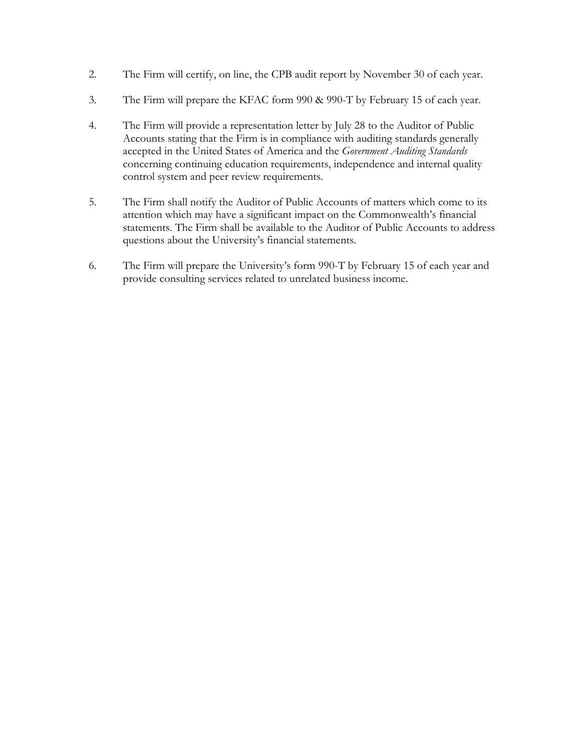2. The Firm will certify, on line, the CPB audit report by November 30 of each year.

3. The Firm will prepare the KFAC form 990 & 990-T by February 15 of each year.

4. The Firm will provide a representation letter by July 28 to the Auditor of Public Accounts stating that the Firm is in compliance with auditing standards generally accepted in the United States of America and the *Government Auditing Standards* concerning continuing education requirements, independence and internal quality control system and peer review requirements.

5. The Firm shall notify the Auditor of Public Accounts of matters which come to its attention which may have a significant impact on the Commonwealth's financial statements. The Firm shall be available to the Auditor of Public Accounts to address questions about the University's financial statements.

6. The Firm will prepare the University's form 990-T by February 15 of each year and provide consulting services related to unrelated business income.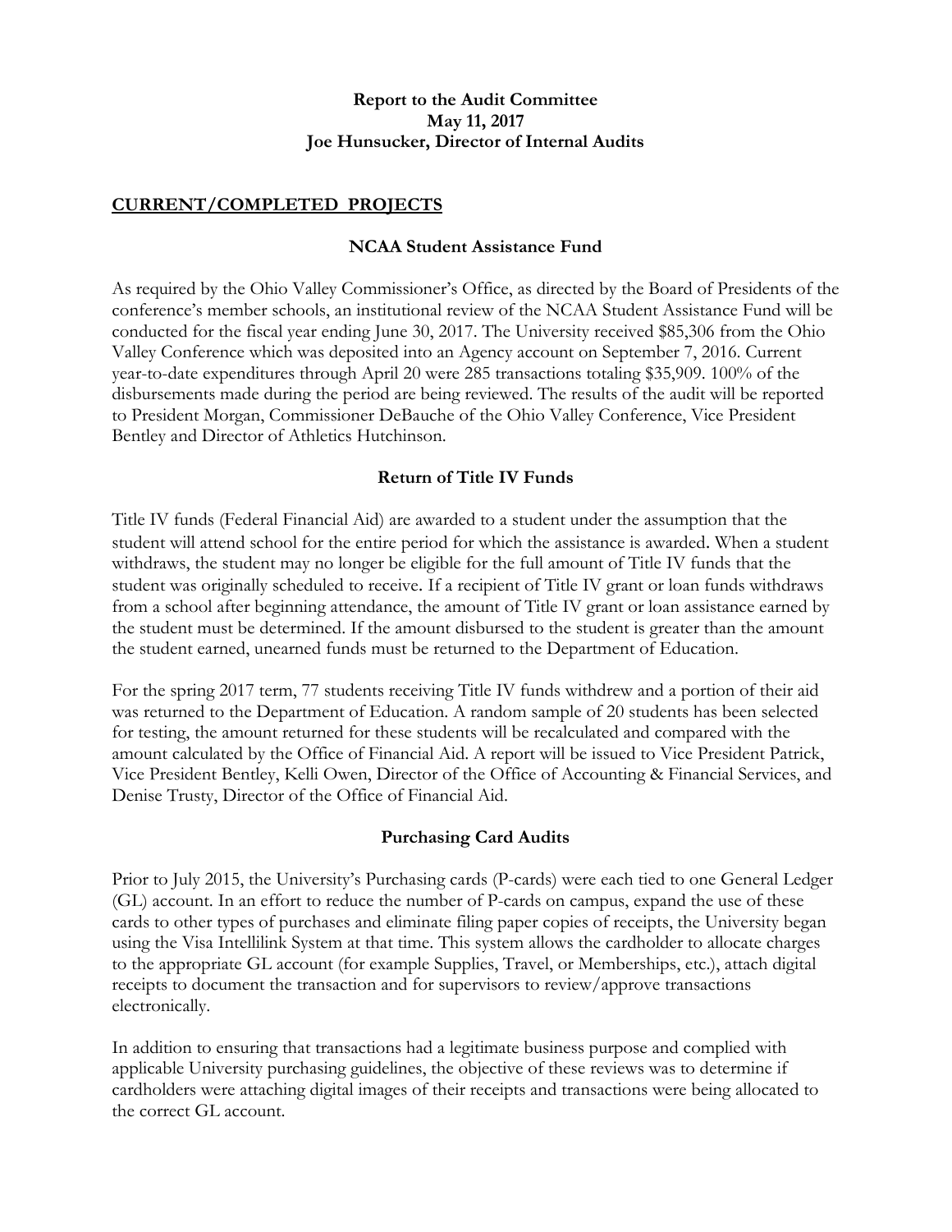**Report to the Audit Committee**
**May 11, 2017**
**Joe Hunsucker, Director of Internal Audits**

## CURRENT/COMPLETED PROJECTS

### NCAA Student Assistance Fund

As required by the Ohio Valley Commissioner's Office, as directed by the Board of Presidents of the conference's member schools, an institutional review of the NCAA Student Assistance Fund will be conducted for the fiscal year ending June 30, 2017. The University received $85,306 from the Ohio Valley Conference which was deposited into an Agency account on September 7, 2016. Current year-to-date expenditures through April 20 were 285 transactions totaling $35,909. 100% of the disbursements made during the period are being reviewed. The results of the audit will be reported to President Morgan, Commissioner DeBauche of the Ohio Valley Conference, Vice President Bentley and Director of Athletics Hutchinson.

### Return of Title IV Funds

Title IV funds (Federal Financial Aid) are awarded to a student under the assumption that the student will attend school for the entire period for which the assistance is awarded. When a student withdraws, the student may no longer be eligible for the full amount of Title IV funds that the student was originally scheduled to receive. If a recipient of Title IV grant or loan funds withdraws from a school after beginning attendance, the amount of Title IV grant or loan assistance earned by the student must be determined. If the amount disbursed to the student is greater than the amount the student earned, unearned funds must be returned to the Department of Education.

For the spring 2017 term, 77 students receiving Title IV funds withdrew and a portion of their aid was returned to the Department of Education. A random sample of 20 students has been selected for testing, the amount returned for these students will be recalculated and compared with the amount calculated by the Office of Financial Aid. A report will be issued to Vice President Patrick, Vice President Bentley, Kelli Owen, Director of the Office of Accounting & Financial Services, and Denise Trusty, Director of the Office of Financial Aid.

### Purchasing Card Audits

Prior to July 2015, the University's Purchasing cards (P-cards) were each tied to one General Ledger (GL) account. In an effort to reduce the number of P-cards on campus, expand the use of these cards to other types of purchases and eliminate filing paper copies of receipts, the University began using the Visa Intellilink System at that time. This system allows the cardholder to allocate charges to the appropriate GL account (for example Supplies, Travel, or Memberships, etc.), attach digital receipts to document the transaction and for supervisors to review/approve transactions electronically.

In addition to ensuring that transactions had a legitimate business purpose and complied with applicable University purchasing guidelines, the objective of these reviews was to determine if cardholders were attaching digital images of their receipts and transactions were being allocated to the correct GL account.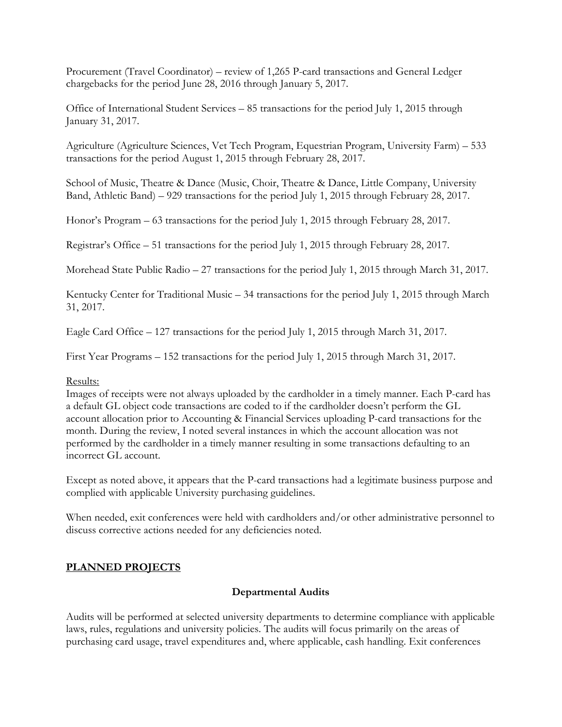Procurement (Travel Coordinator) – review of 1,265 P-card transactions and General Ledger chargebacks for the period June 28, 2016 through January 5, 2017.

Office of International Student Services – 85 transactions for the period July 1, 2015 through January 31, 2017.

Agriculture (Agriculture Sciences, Vet Tech Program, Equestrian Program, University Farm) – 533 transactions for the period August 1, 2015 through February 28, 2017.

School of Music, Theatre & Dance (Music, Choir, Theatre & Dance, Little Company, University Band, Athletic Band) – 929 transactions for the period July 1, 2015 through February 28, 2017.

Honor's Program – 63 transactions for the period July 1, 2015 through February 28, 2017.

Registrar's Office – 51 transactions for the period July 1, 2015 through February 28, 2017.

Morehead State Public Radio – 27 transactions for the period July 1, 2015 through March 31, 2017.

Kentucky Center for Traditional Music – 34 transactions for the period July 1, 2015 through March 31, 2017.

Eagle Card Office – 127 transactions for the period July 1, 2015 through March 31, 2017.

First Year Programs – 152 transactions for the period July 1, 2015 through March 31, 2017.

<u>Results:</u>
Images of receipts were not always uploaded by the cardholder in a timely manner. Each P-card has a default GL object code transactions are coded to if the cardholder doesn't perform the GL account allocation prior to Accounting & Financial Services uploading P-card transactions for the month. During the review, I noted several instances in which the account allocation was not performed by the cardholder in a timely manner resulting in some transactions defaulting to an incorrect GL account.

Except as noted above, it appears that the P-card transactions had a legitimate business purpose and complied with applicable University purchasing guidelines.

When needed, exit conferences were held with cardholders and/or other administrative personnel to discuss corrective actions needed for any deficiencies noted.

## <u>PLANNED PROJECTS</u>

### Departmental Audits

Audits will be performed at selected university departments to determine compliance with applicable laws, rules, regulations and university policies. The audits will focus primarily on the areas of purchasing card usage, travel expenditures and, where applicable, cash handling. Exit conferences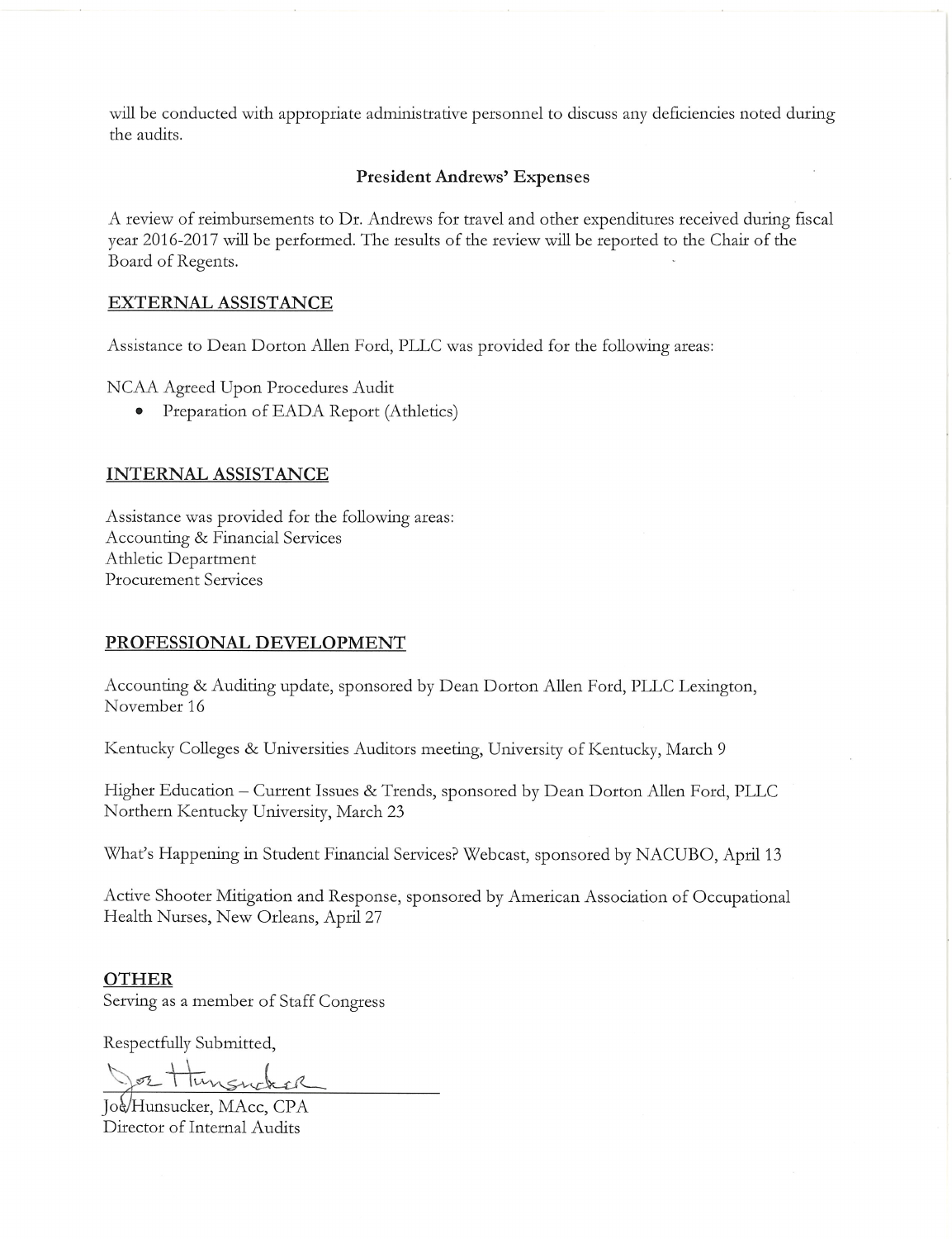will be conducted with appropriate administrative personnel to discuss any deficiencies noted during the audits.

**President Andrews' Expenses**

A review of reimbursements to Dr. Andrews for travel and other expenditures received during fiscal year 2016-2017 will be performed. The results of the review will be reported to the Chair of the Board of Regents.

## EXTERNAL ASSISTANCE

Assistance to Dean Dorton Allen Ford, PLLC was provided for the following areas:

NCAA Agreed Upon Procedures Audit

- Preparation of EADA Report (Athletics)

## INTERNAL ASSISTANCE

Assistance was provided for the following areas:
Accounting & Financial Services
Athletic Department
Procurement Services

## PROFESSIONAL DEVELOPMENT

Accounting & Auditing update, sponsored by Dean Dorton Allen Ford, PLLC Lexington, November 16

Kentucky Colleges & Universities Auditors meeting, University of Kentucky, March 9

Higher Education – Current Issues & Trends, sponsored by Dean Dorton Allen Ford, PLLC Northern Kentucky University, March 23

What's Happening in Student Financial Services? Webcast, sponsored by NACUBO, April 13

Active Shooter Mitigation and Response, sponsored by American Association of Occupational Health Nurses, New Orleans, April 27

## OTHER

Serving as a member of Staff Congress

Respectfully Submitted,

Joe Hunsucker

Joe Hunsucker, MAcc, CPA
Director of Internal Audits